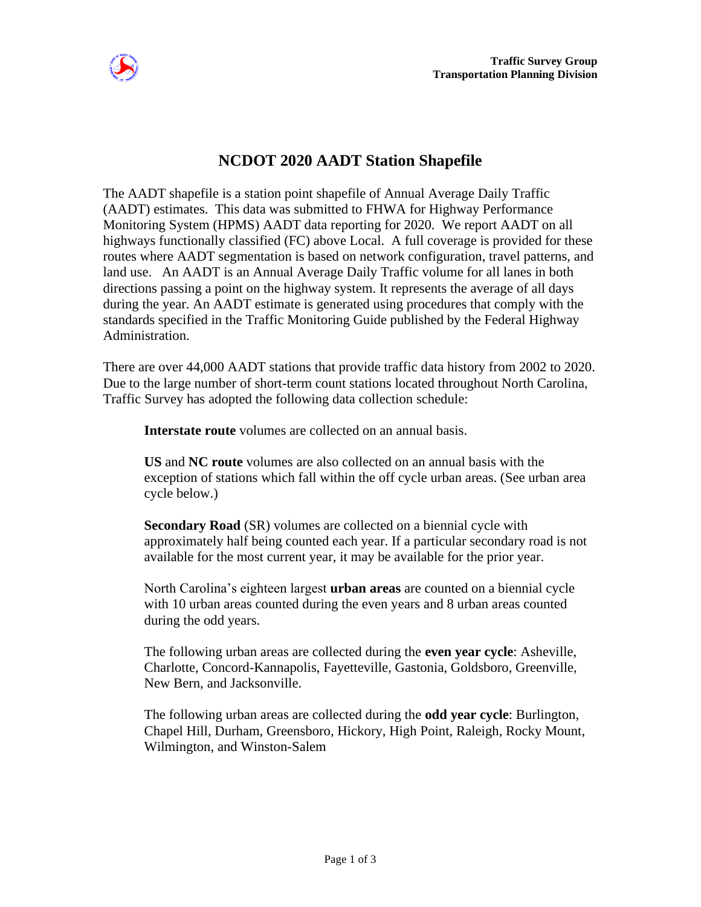Traffic Survey Group
Transportation Planning Division

# NCDOT 2020 AADT Station Shapefile

The AADT shapefile is a station point shapefile of Annual Average Daily Traffic (AADT) estimates. This data was submitted to FHWA for Highway Performance Monitoring System (HPMS) AADT data reporting for 2020. We report AADT on all highways functionally classified (FC) above Local. A full coverage is provided for these routes where AADT segmentation is based on network configuration, travel patterns, and land use. An AADT is an Annual Average Daily Traffic volume for all lanes in both directions passing a point on the highway system. It represents the average of all days during the year. An AADT estimate is generated using procedures that comply with the standards specified in the Traffic Monitoring Guide published by the Federal Highway Administration.

There are over 44,000 AADT stations that provide traffic data history from 2002 to 2020. Due to the large number of short-term count stations located throughout North Carolina, Traffic Survey has adopted the following data collection schedule:

**Interstate route** volumes are collected on an annual basis.

**US** and **NC route** volumes are also collected on an annual basis with the exception of stations which fall within the off cycle urban areas. (See urban area cycle below.)

**Secondary Road** (SR) volumes are collected on a biennial cycle with approximately half being counted each year. If a particular secondary road is not available for the most current year, it may be available for the prior year.

North Carolina's eighteen largest **urban areas** are counted on a biennial cycle with 10 urban areas counted during the even years and 8 urban areas counted during the odd years.

The following urban areas are collected during the **even year cycle**: Asheville, Charlotte, Concord-Kannapolis, Fayetteville, Gastonia, Goldsboro, Greenville, New Bern, and Jacksonville.

The following urban areas are collected during the **odd year cycle**: Burlington, Chapel Hill, Durham, Greensboro, Hickory, High Point, Raleigh, Rocky Mount, Wilmington, and Winston-Salem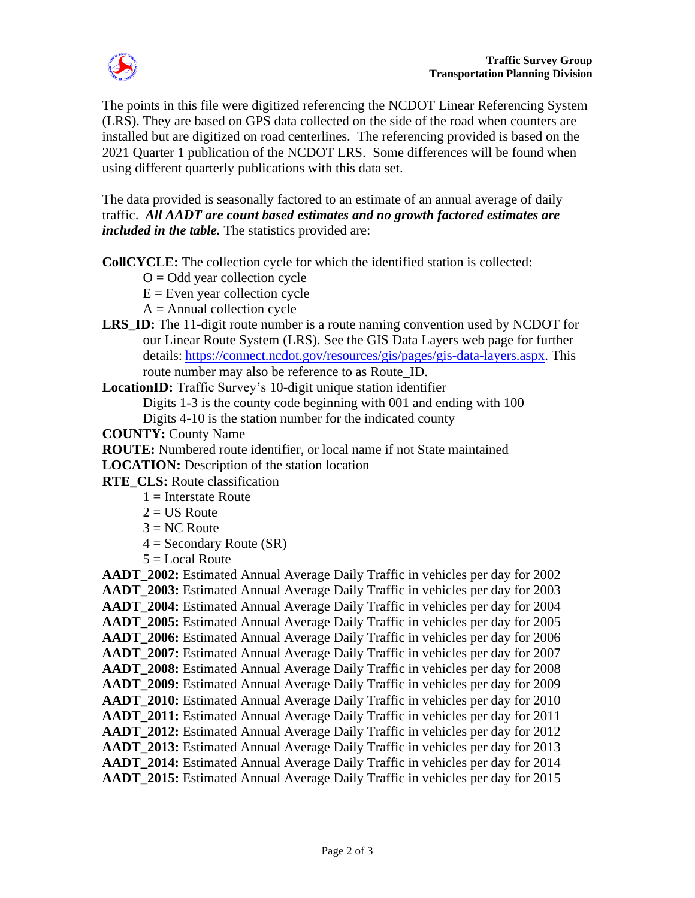The points in this file were digitized referencing the NCDOT Linear Referencing System (LRS). They are based on GPS data collected on the side of the road when counters are installed but are digitized on road centerlines. The referencing provided is based on the 2021 Quarter 1 publication of the NCDOT LRS. Some differences will be found when using different quarterly publications with this data set.

The data provided is seasonally factored to an estimate of an annual average of daily traffic. ***All AADT are count based estimates and no growth factored estimates are included in the table.*** The statistics provided are:

**CollCYCLE:** The collection cycle for which the identified station is collected:
- O = Odd year collection cycle
- E = Even year collection cycle
- A = Annual collection cycle

**LRS_ID:** The 11-digit route number is a route naming convention used by NCDOT for our Linear Route System (LRS). See the GIS Data Layers web page for further details: https://connect.ncdot.gov/resources/gis/pages/gis-data-layers.aspx. This route number may also be reference to as Route_ID.

**LocationID:** Traffic Survey's 10-digit unique station identifier
- Digits 1-3 is the county code beginning with 001 and ending with 100
- Digits 4-10 is the station number for the indicated county

**COUNTY:** County Name

**ROUTE:** Numbered route identifier, or local name if not State maintained

**LOCATION:** Description of the station location

**RTE_CLS:** Route classification
- 1 = Interstate Route
- 2 = US Route
- 3 = NC Route
- 4 = Secondary Route (SR)
- 5 = Local Route

**AADT_2002:** Estimated Annual Average Daily Traffic in vehicles per day for 2002
**AADT_2003:** Estimated Annual Average Daily Traffic in vehicles per day for 2003
**AADT_2004:** Estimated Annual Average Daily Traffic in vehicles per day for 2004
**AADT_2005:** Estimated Annual Average Daily Traffic in vehicles per day for 2005
**AADT_2006:** Estimated Annual Average Daily Traffic in vehicles per day for 2006
**AADT_2007:** Estimated Annual Average Daily Traffic in vehicles per day for 2007
**AADT_2008:** Estimated Annual Average Daily Traffic in vehicles per day for 2008
**AADT_2009:** Estimated Annual Average Daily Traffic in vehicles per day for 2009
**AADT_2010:** Estimated Annual Average Daily Traffic in vehicles per day for 2010
**AADT_2011:** Estimated Annual Average Daily Traffic in vehicles per day for 2011
**AADT_2012:** Estimated Annual Average Daily Traffic in vehicles per day for 2012
**AADT_2013:** Estimated Annual Average Daily Traffic in vehicles per day for 2013
**AADT_2014:** Estimated Annual Average Daily Traffic in vehicles per day for 2014
**AADT_2015:** Estimated Annual Average Daily Traffic in vehicles per day for 2015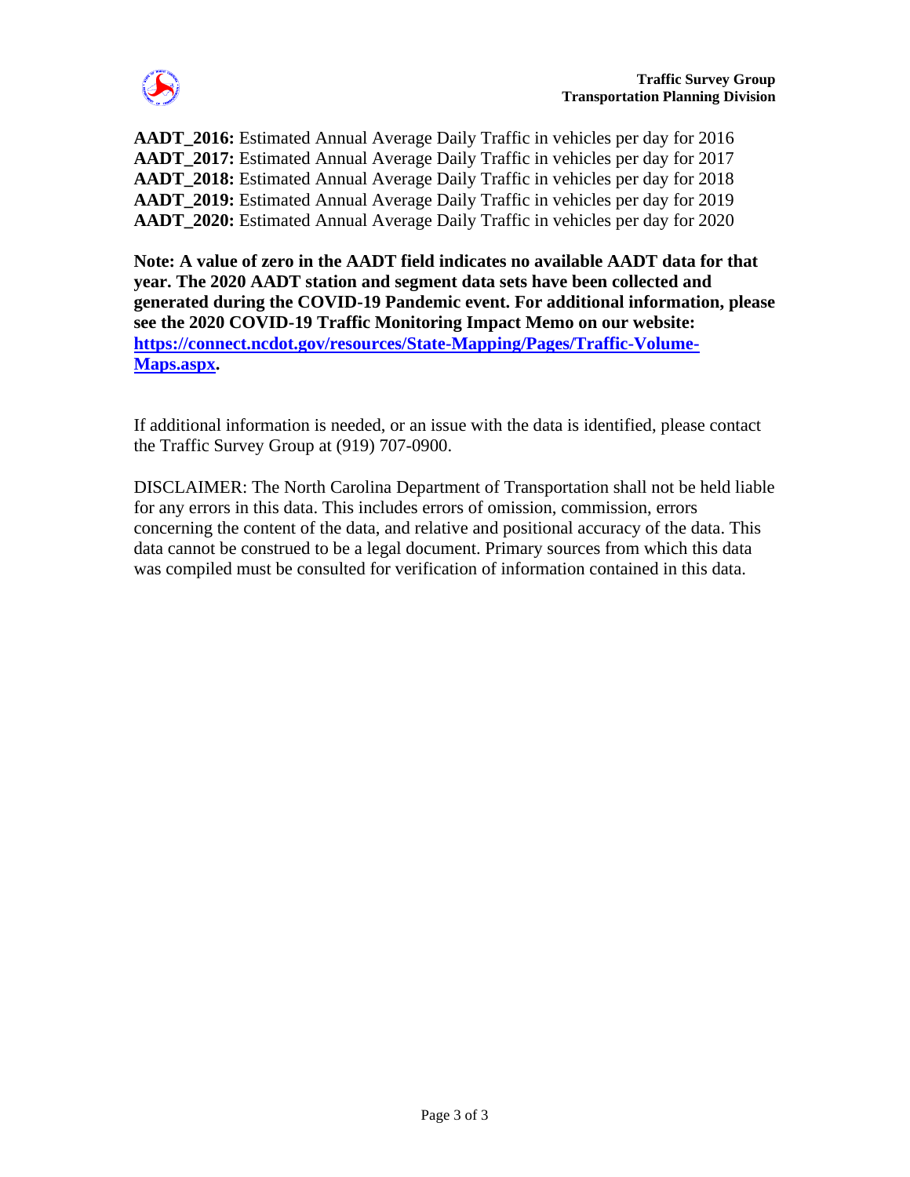**AADT_2016:** Estimated Annual Average Daily Traffic in vehicles per day for 2016
**AADT_2017:** Estimated Annual Average Daily Traffic in vehicles per day for 2017
**AADT_2018:** Estimated Annual Average Daily Traffic in vehicles per day for 2018
**AADT_2019:** Estimated Annual Average Daily Traffic in vehicles per day for 2019
**AADT_2020:** Estimated Annual Average Daily Traffic in vehicles per day for 2020

**Note: A value of zero in the AADT field indicates no available AADT data for that year. The 2020 AADT station and segment data sets have been collected and generated during the COVID-19 Pandemic event. For additional information, please see the 2020 COVID-19 Traffic Monitoring Impact Memo on our website: [https://connect.ncdot.gov/resources/State-Mapping/Pages/Traffic-Volume-Maps.aspx](https://connect.ncdot.gov/resources/State-Mapping/Pages/Traffic-Volume-Maps.aspx).**

If additional information is needed, or an issue with the data is identified, please contact the Traffic Survey Group at (919) 707-0900.

DISCLAIMER: The North Carolina Department of Transportation shall not be held liable for any errors in this data. This includes errors of omission, commission, errors concerning the content of the data, and relative and positional accuracy of the data. This data cannot be construed to be a legal document. Primary sources from which this data was compiled must be consulted for verification of information contained in this data.